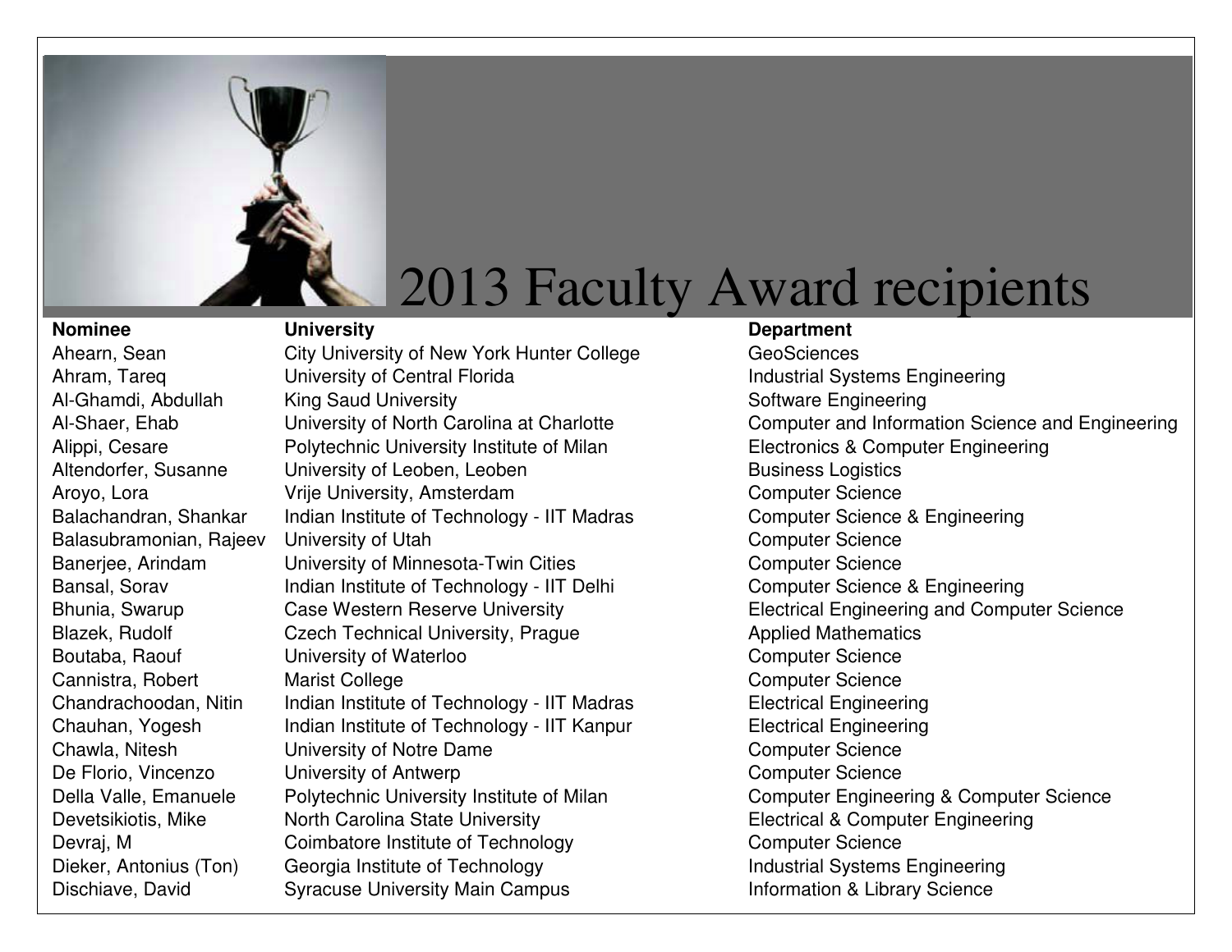# 2013 Faculty Award recipients

| Nominee | University | Department |
|---|---|---|
| Ahearn, Sean | City University of New York Hunter College | GeoSciences |
| Ahram, Tareq | University of Central Florida | Industrial Systems Engineering |
| Al-Ghamdi, Abdullah | King Saud University | Software Engineering |
| Al-Shaer, Ehab | University of North Carolina at Charlotte | Computer and Information Science and Engineering |
| Alippi, Cesare | Polytechnic University Institute of Milan | Electronics & Computer Engineering |
| Altendorfer, Susanne | University of Leoben, Leoben | Business Logistics |
| Aroyo, Lora | Vrije University, Amsterdam | Computer Science |
| Balachandran, Shankar | Indian Institute of Technology - IIT Madras | Computer Science & Engineering |
| Balasubramonian, Rajeev | University of Utah | Computer Science |
| Banerjee, Arindam | University of Minnesota-Twin Cities | Computer Science |
| Bansal, Sorav | Indian Institute of Technology - IIT Delhi | Computer Science & Engineering |
| Bhunia, Swarup | Case Western Reserve University | Electrical Engineering and Computer Science |
| Blazek, Rudolf | Czech Technical University, Prague | Applied Mathematics |
| Boutaba, Raouf | University of Waterloo | Computer Science |
| Cannistra, Robert | Marist College | Computer Science |
| Chandrachoodan, Nitin | Indian Institute of Technology - IIT Madras | Electrical Engineering |
| Chauhan, Yogesh | Indian Institute of Technology - IIT Kanpur | Electrical Engineering |
| Chawla, Nitesh | University of Notre Dame | Computer Science |
| De Florio, Vincenzo | University of Antwerp | Computer Science |
| Della Valle, Emanuele | Polytechnic University Institute of Milan | Computer Engineering & Computer Science |
| Devetsikiotis, Mike | North Carolina State University | Electrical & Computer Engineering |
| Devraj, M | Coimbatore Institute of Technology | Computer Science |
| Dieker, Antonius (Ton) | Georgia Institute of Technology | Industrial Systems Engineering |
| Dischiave, David | Syracuse University Main Campus | Information & Library Science |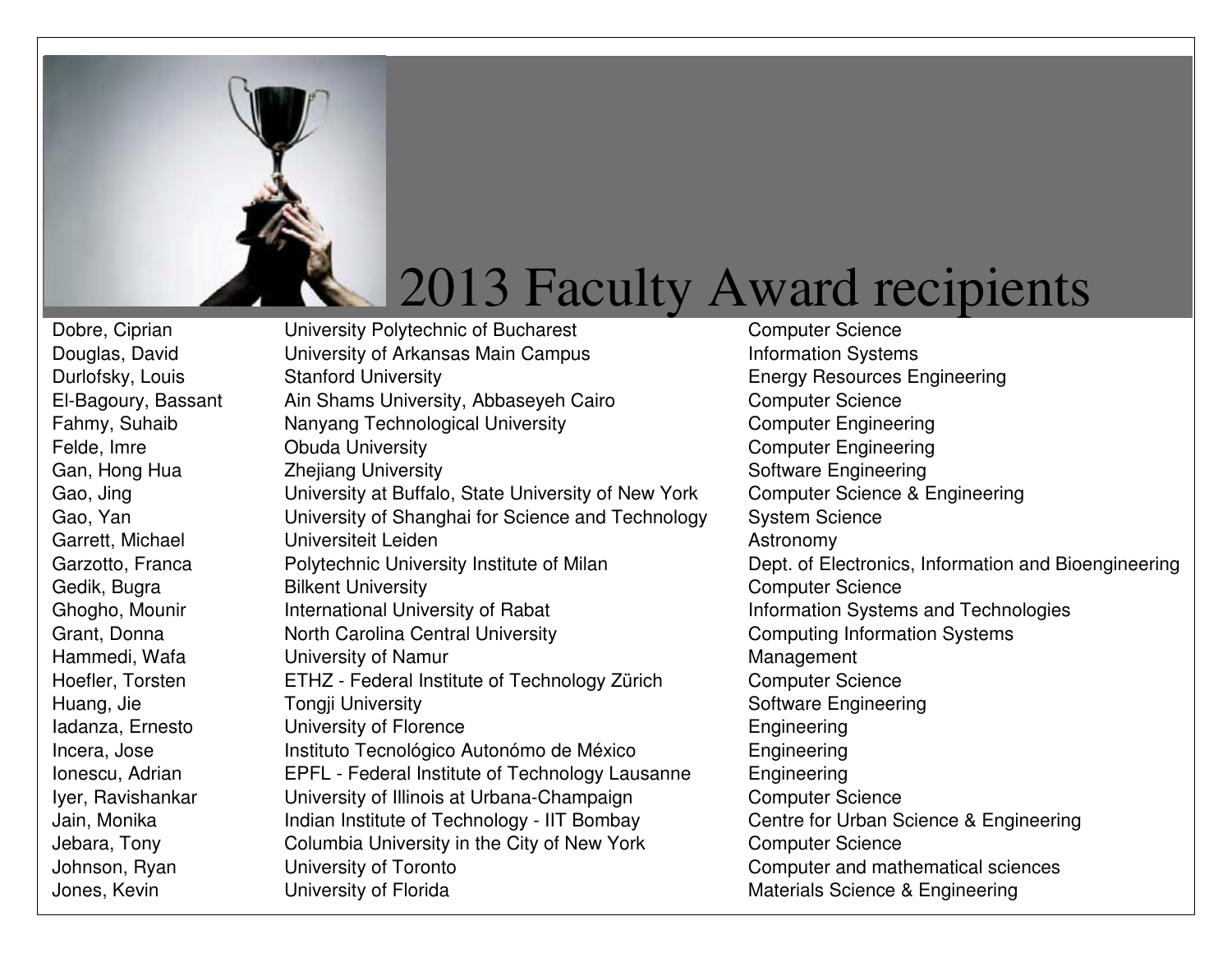# 2013 Faculty Award recipients

| Name | University | Department |
|---|---|---|
| Dobre, Ciprian | University Polytechnic of Bucharest | Computer Science |
| Douglas, David | University of Arkansas Main Campus | Information Systems |
| Durlofsky, Louis | Stanford University | Energy Resources Engineering |
| El-Bagoury, Bassant | Ain Shams University, Abbaseyeh Cairo | Computer Science |
| Fahmy, Suhaib | Nanyang Technological University | Computer Engineering |
| Felde, Imre | Obuda University | Computer Engineering |
| Gan, Hong Hua | Zhejiang University | Software Engineering |
| Gao, Jing | University at Buffalo, State University of New York | Computer Science & Engineering |
| Gao, Yan | University of Shanghai for Science and Technology | System Science |
| Garrett, Michael | Universiteit Leiden | Astronomy |
| Garzotto, Franca | Polytechnic University Institute of Milan | Dept. of Electronics, Information and Bioengineering |
| Gedik, Bugra | Bilkent University | Computer Science |
| Ghogho, Mounir | International University of Rabat | Information Systems and Technologies |
| Grant, Donna | North Carolina Central University | Computing Information Systems |
| Hammedi, Wafa | University of Namur | Management |
| Hoefler, Torsten | ETHZ - Federal Institute of Technology Zürich | Computer Science |
| Huang, Jie | Tongji University | Software Engineering |
| Iadanza, Ernesto | University of Florence | Engineering |
| Incera, Jose | Instituto Tecnológico Autonómo de México | Engineering |
| Ionescu, Adrian | EPFL - Federal Institute of Technology Lausanne | Engineering |
| Iyer, Ravishankar | University of Illinois at Urbana-Champaign | Computer Science |
| Jain, Monika | Indian Institute of Technology - IIT Bombay | Centre for Urban Science & Engineering |
| Jebara, Tony | Columbia University in the City of New York | Computer Science |
| Johnson, Ryan | University of Toronto | Computer and mathematical sciences |
| Jones, Kevin | University of Florida | Materials Science & Engineering |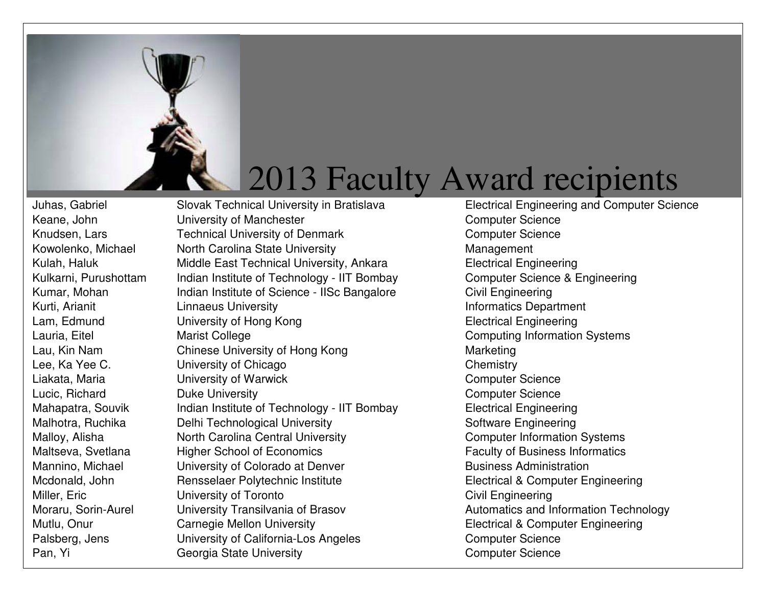# 2013 Faculty Award recipients

| Name | University | Department |
|---|---|---|
| Juhas, Gabriel | Slovak Technical University in Bratislava | Electrical Engineering and Computer Science |
| Keane, John | University of Manchester | Computer Science |
| Knudsen, Lars | Technical University of Denmark | Computer Science |
| Kowolenko, Michael | North Carolina State University | Management |
| Kulah, Haluk | Middle East Technical University, Ankara | Electrical Engineering |
| Kulkarni, Purushottam | Indian Institute of Technology - IIT Bombay | Computer Science & Engineering |
| Kumar, Mohan | Indian Institute of Science - IISc Bangalore | Civil Engineering |
| Kurti, Arianit | Linnaeus University | Informatics Department |
| Lam, Edmund | University of Hong Kong | Electrical Engineering |
| Lauria, Eitel | Marist College | Computing Information Systems |
| Lau, Kin Nam | Chinese University of Hong Kong | Marketing |
| Lee, Ka Yee C. | University of Chicago | Chemistry |
| Liakata, Maria | University of Warwick | Computer Science |
| Lucic, Richard | Duke University | Computer Science |
| Mahapatra, Souvik | Indian Institute of Technology - IIT Bombay | Electrical Engineering |
| Malhotra, Ruchika | Delhi Technological University | Software Engineering |
| Malloy, Alisha | North Carolina Central University | Computer Information Systems |
| Maltseva, Svetlana | Higher School of Economics | Faculty of Business Informatics |
| Mannino, Michael | University of Colorado at Denver | Business Administration |
| Mcdonald, John | Rensselaer Polytechnic Institute | Electrical & Computer Engineering |
| Miller, Eric | University of Toronto | Civil Engineering |
| Moraru, Sorin-Aurel | University Transilvania of Brasov | Automatics and Information Technology |
| Mutlu, Onur | Carnegie Mellon University | Electrical & Computer Engineering |
| Palsberg, Jens | University of California-Los Angeles | Computer Science |
| Pan, Yi | Georgia State University | Computer Science |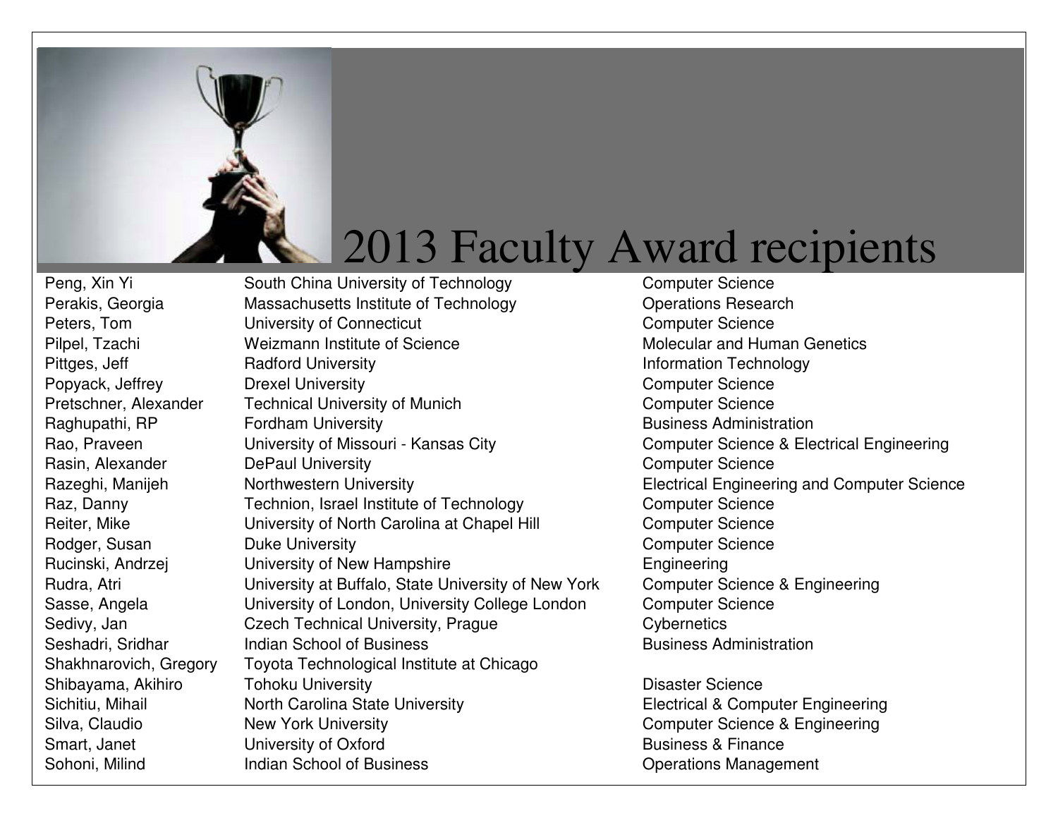# 2013 Faculty Award recipients

| | | |
|---|---|---|
| Peng, Xin Yi | South China University of Technology | Computer Science |
| Perakis, Georgia | Massachusetts Institute of Technology | Operations Research |
| Peters, Tom | University of Connecticut | Computer Science |
| Pilpel, Tzachi | Weizmann Institute of Science | Molecular and Human Genetics |
| Pittges, Jeff | Radford University | Information Technology |
| Popyack, Jeffrey | Drexel University | Computer Science |
| Pretschner, Alexander | Technical University of Munich | Computer Science |
| Raghupathi, RP | Fordham University | Business Administration |
| Rao, Praveen | University of Missouri - Kansas City | Computer Science & Electrical Engineering |
| Rasin, Alexander | DePaul University | Computer Science |
| Razeghi, Manijeh | Northwestern University | Electrical Engineering and Computer Science |
| Raz, Danny | Technion, Israel Institute of Technology | Computer Science |
| Reiter, Mike | University of North Carolina at Chapel Hill | Computer Science |
| Rodger, Susan | Duke University | Computer Science |
| Rucinski, Andrzej | University of New Hampshire | Engineering |
| Rudra, Atri | University at Buffalo, State University of New York | Computer Science & Engineering |
| Sasse, Angela | University of London, University College London | Computer Science |
| Sedivy, Jan | Czech Technical University, Prague | Cybernetics |
| Seshadri, Sridhar | Indian School of Business | Business Administration |
| Shakhnarovich, Gregory | Toyota Technological Institute at Chicago | |
| Shibayama, Akihiro | Tohoku University | Disaster Science |
| Sichitiu, Mihail | North Carolina State University | Electrical & Computer Engineering |
| Silva, Claudio | New York University | Computer Science & Engineering |
| Smart, Janet | University of Oxford | Business & Finance |
| Sohoni, Milind | Indian School of Business | Operations Management |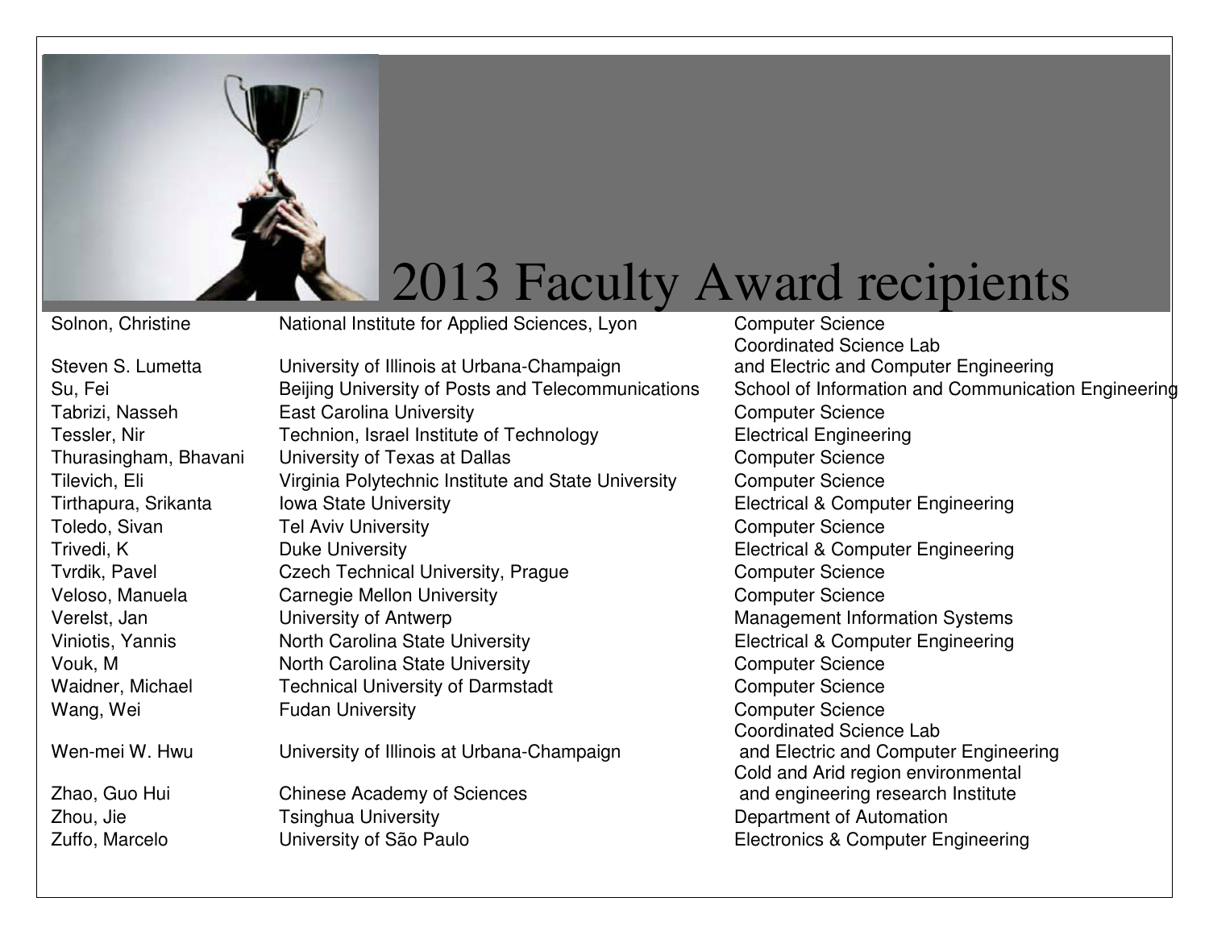# 2013 Faculty Award recipients

| | | |
|---|---|---|
| Solnon, Christine | National Institute for Applied Sciences, Lyon | Computer Science |
| Steven S. Lumetta | University of Illinois at Urbana-Champaign | Coordinated Science Lab and Electric and Computer Engineering |
| Su, Fei | Beijing University of Posts and Telecommunications | School of Information and Communication Engineering |
| Tabrizi, Nasseh | East Carolina University | Computer Science |
| Tessler, Nir | Technion, Israel Institute of Technology | Electrical Engineering |
| Thurasingham, Bhavani | University of Texas at Dallas | Computer Science |
| Tilevich, Eli | Virginia Polytechnic Institute and State University | Computer Science |
| Tirthapura, Srikanta | Iowa State University | Electrical & Computer Engineering |
| Toledo, Sivan | Tel Aviv University | Computer Science |
| Trivedi, K | Duke University | Electrical & Computer Engineering |
| Tvrdik, Pavel | Czech Technical University, Prague | Computer Science |
| Veloso, Manuela | Carnegie Mellon University | Computer Science |
| Verelst, Jan | University of Antwerp | Management Information Systems |
| Viniotis, Yannis | North Carolina State University | Electrical & Computer Engineering |
| Vouk, M | North Carolina State University | Computer Science |
| Waidner, Michael | Technical University of Darmstadt | Computer Science |
| Wang, Wei | Fudan University | Computer Science |
| Wen-mei W. Hwu | University of Illinois at Urbana-Champaign | Coordinated Science Lab and Electric and Computer Engineering |
| Zhao, Guo Hui | Chinese Academy of Sciences | Cold and Arid region environmental and engineering research Institute |
| Zhou, Jie | Tsinghua University | Department of Automation |
| Zuffo, Marcelo | University of São Paulo | Electronics & Computer Engineering |